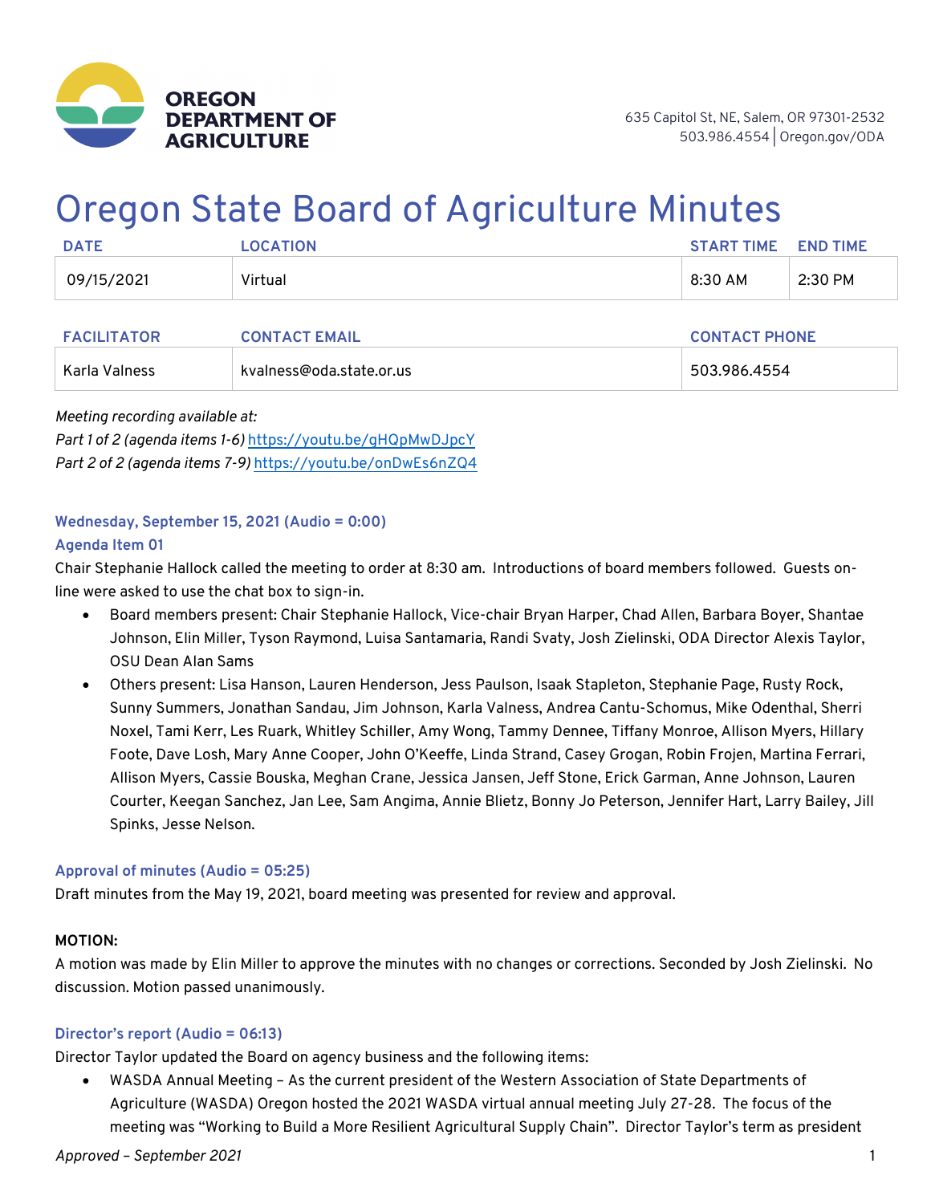OREGON DEPARTMENT OF AGRICULTURE

635 Capitol St, NE, Salem, OR 97301-2532
503.986.4554 | Oregon.gov/ODA

# Oregon State Board of Agriculture Minutes

| DATE | LOCATION | START TIME | END TIME |
|---|---|---|---|
| 09/15/2021 | Virtual | 8:30 AM | 2:30 PM |

| FACILITATOR | CONTACT EMAIL | CONTACT PHONE |
|---|---|---|
| Karla Valness | kvalness@oda.state.or.us | 503.986.4554 |

*Meeting recording available at:*
*Part 1 of 2 (agenda items 1-6)* https://youtu.be/gHQpMwDJpcY
*Part 2 of 2 (agenda items 7-9)* https://youtu.be/onDwEs6nZQ4

### Wednesday, September 15, 2021 (Audio = 0:00)

### Agenda Item 01

Chair Stephanie Hallock called the meeting to order at 8:30 am. Introductions of board members followed. Guests on-line were asked to use the chat box to sign-in.

- Board members present: Chair Stephanie Hallock, Vice-chair Bryan Harper, Chad Allen, Barbara Boyer, Shantae Johnson, Elin Miller, Tyson Raymond, Luisa Santamaria, Randi Svaty, Josh Zielinski, ODA Director Alexis Taylor, OSU Dean Alan Sams
- Others present: Lisa Hanson, Lauren Henderson, Jess Paulson, Isaak Stapleton, Stephanie Page, Rusty Rock, Sunny Summers, Jonathan Sandau, Jim Johnson, Karla Valness, Andrea Cantu-Schomus, Mike Odenthal, Sherri Noxel, Tami Kerr, Les Ruark, Whitley Schiller, Amy Wong, Tammy Dennee, Tiffany Monroe, Allison Myers, Hillary Foote, Dave Losh, Mary Anne Cooper, John O'Keeffe, Linda Strand, Casey Grogan, Robin Frojen, Martina Ferrari, Allison Myers, Cassie Bouska, Meghan Crane, Jessica Jansen, Jeff Stone, Erick Garman, Anne Johnson, Lauren Courter, Keegan Sanchez, Jan Lee, Sam Angima, Annie Blietz, Bonny Jo Peterson, Jennifer Hart, Larry Bailey, Jill Spinks, Jesse Nelson.

### Approval of minutes (Audio = 05:25)

Draft minutes from the May 19, 2021, board meeting was presented for review and approval.

**MOTION:**

A motion was made by Elin Miller to approve the minutes with no changes or corrections. Seconded by Josh Zielinski. No discussion. Motion passed unanimously.

### Director's report (Audio = 06:13)

Director Taylor updated the Board on agency business and the following items:

- WASDA Annual Meeting – As the current president of the Western Association of State Departments of Agriculture (WASDA) Oregon hosted the 2021 WASDA virtual annual meeting July 27-28. The focus of the meeting was "Working to Build a More Resilient Agricultural Supply Chain". Director Taylor's term as president

*Approved – September 2021*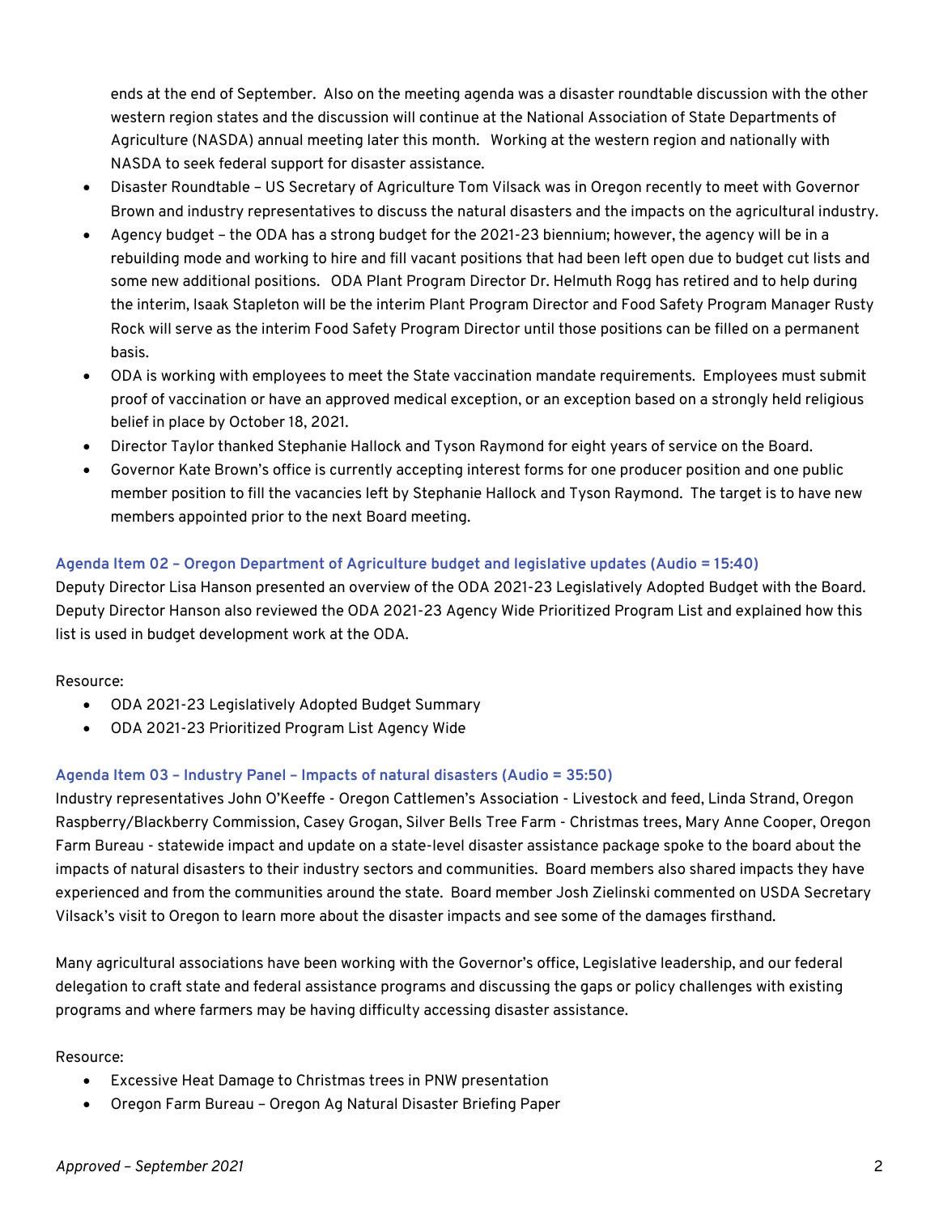ends at the end of September. Also on the meeting agenda was a disaster roundtable discussion with the other western region states and the discussion will continue at the National Association of State Departments of Agriculture (NASDA) annual meeting later this month. Working at the western region and nationally with NASDA to seek federal support for disaster assistance.

- Disaster Roundtable – US Secretary of Agriculture Tom Vilsack was in Oregon recently to meet with Governor Brown and industry representatives to discuss the natural disasters and the impacts on the agricultural industry.
- Agency budget – the ODA has a strong budget for the 2021-23 biennium; however, the agency will be in a rebuilding mode and working to hire and fill vacant positions that had been left open due to budget cut lists and some new additional positions. ODA Plant Program Director Dr. Helmuth Rogg has retired and to help during the interim, Isaak Stapleton will be the interim Plant Program Director and Food Safety Program Manager Rusty Rock will serve as the interim Food Safety Program Director until those positions can be filled on a permanent basis.
- ODA is working with employees to meet the State vaccination mandate requirements. Employees must submit proof of vaccination or have an approved medical exception, or an exception based on a strongly held religious belief in place by October 18, 2021.
- Director Taylor thanked Stephanie Hallock and Tyson Raymond for eight years of service on the Board.
- Governor Kate Brown's office is currently accepting interest forms for one producer position and one public member position to fill the vacancies left by Stephanie Hallock and Tyson Raymond. The target is to have new members appointed prior to the next Board meeting.

### Agenda Item 02 – Oregon Department of Agriculture budget and legislative updates (Audio = 15:40)

Deputy Director Lisa Hanson presented an overview of the ODA 2021-23 Legislatively Adopted Budget with the Board. Deputy Director Hanson also reviewed the ODA 2021-23 Agency Wide Prioritized Program List and explained how this list is used in budget development work at the ODA.

Resource:

- ODA 2021-23 Legislatively Adopted Budget Summary
- ODA 2021-23 Prioritized Program List Agency Wide

### Agenda Item 03 – Industry Panel – Impacts of natural disasters (Audio = 35:50)

Industry representatives John O'Keeffe - Oregon Cattlemen's Association - Livestock and feed, Linda Strand, Oregon Raspberry/Blackberry Commission, Casey Grogan, Silver Bells Tree Farm - Christmas trees, Mary Anne Cooper, Oregon Farm Bureau - statewide impact and update on a state-level disaster assistance package spoke to the board about the impacts of natural disasters to their industry sectors and communities. Board members also shared impacts they have experienced and from the communities around the state. Board member Josh Zielinski commented on USDA Secretary Vilsack's visit to Oregon to learn more about the disaster impacts and see some of the damages firsthand.

Many agricultural associations have been working with the Governor's office, Legislative leadership, and our federal delegation to craft state and federal assistance programs and discussing the gaps or policy challenges with existing programs and where farmers may be having difficulty accessing disaster assistance.

Resource:

- Excessive Heat Damage to Christmas trees in PNW presentation
- Oregon Farm Bureau – Oregon Ag Natural Disaster Briefing Paper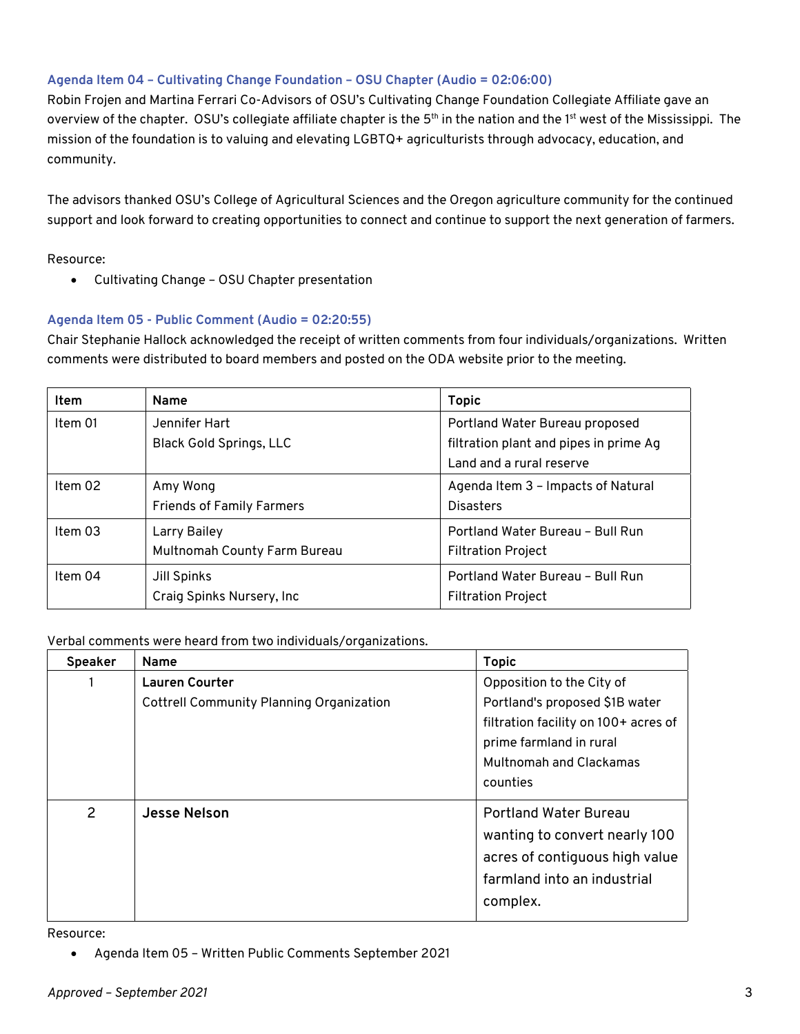### Agenda Item 04 – Cultivating Change Foundation – OSU Chapter (Audio = 02:06:00)

Robin Frojen and Martina Ferrari Co-Advisors of OSU's Cultivating Change Foundation Collegiate Affiliate gave an overview of the chapter. OSU's collegiate affiliate chapter is the 5th in the nation and the 1st west of the Mississippi. The mission of the foundation is to valuing and elevating LGBTQ+ agriculturists through advocacy, education, and community.

The advisors thanked OSU's College of Agricultural Sciences and the Oregon agriculture community for the continued support and look forward to creating opportunities to connect and continue to support the next generation of farmers.

Resource:

- Cultivating Change – OSU Chapter presentation

### Agenda Item 05 - Public Comment (Audio = 02:20:55)

Chair Stephanie Hallock acknowledged the receipt of written comments from four individuals/organizations. Written comments were distributed to board members and posted on the ODA website prior to the meeting.

| Item | Name | Topic |
|---|---|---|
| Item 01 | Jennifer Hart<br>Black Gold Springs, LLC | Portland Water Bureau proposed filtration plant and pipes in prime Ag Land and a rural reserve |
| Item 02 | Amy Wong<br>Friends of Family Farmers | Agenda Item 3 – Impacts of Natural Disasters |
| Item 03 | Larry Bailey<br>Multnomah County Farm Bureau | Portland Water Bureau – Bull Run Filtration Project |
| Item 04 | Jill Spinks<br>Craig Spinks Nursery, Inc | Portland Water Bureau – Bull Run Filtration Project |

Verbal comments were heard from two individuals/organizations.

| Speaker | Name | Topic |
|---|---|---|
| 1 | **Lauren Courter**<br>Cottrell Community Planning Organization | Opposition to the City of Portland's proposed $1B water filtration facility on 100+ acres of prime farmland in rural Multnomah and Clackamas counties |
| 2 | **Jesse Nelson** | Portland Water Bureau wanting to convert nearly 100 acres of contiguous high value farmland into an industrial complex. |

Resource:

- Agenda Item 05 – Written Public Comments September 2021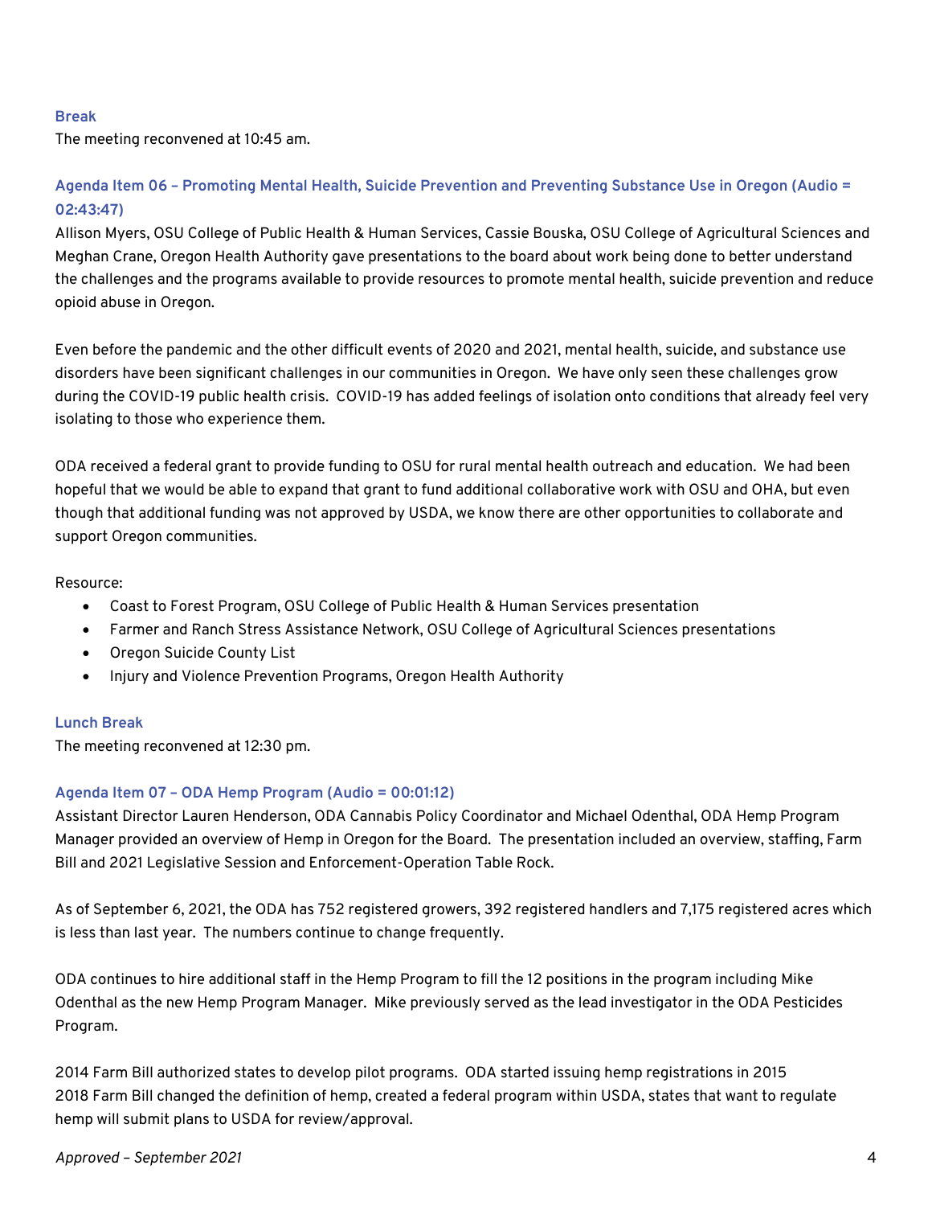### Break

The meeting reconvened at 10:45 am.

### Agenda Item 06 – Promoting Mental Health, Suicide Prevention and Preventing Substance Use in Oregon (Audio = 02:43:47)

Allison Myers, OSU College of Public Health & Human Services, Cassie Bouska, OSU College of Agricultural Sciences and Meghan Crane, Oregon Health Authority gave presentations to the board about work being done to better understand the challenges and the programs available to provide resources to promote mental health, suicide prevention and reduce opioid abuse in Oregon.

Even before the pandemic and the other difficult events of 2020 and 2021, mental health, suicide, and substance use disorders have been significant challenges in our communities in Oregon. We have only seen these challenges grow during the COVID-19 public health crisis. COVID-19 has added feelings of isolation onto conditions that already feel very isolating to those who experience them.

ODA received a federal grant to provide funding to OSU for rural mental health outreach and education. We had been hopeful that we would be able to expand that grant to fund additional collaborative work with OSU and OHA, but even though that additional funding was not approved by USDA, we know there are other opportunities to collaborate and support Oregon communities.

Resource:

- Coast to Forest Program, OSU College of Public Health & Human Services presentation
- Farmer and Ranch Stress Assistance Network, OSU College of Agricultural Sciences presentations
- Oregon Suicide County List
- Injury and Violence Prevention Programs, Oregon Health Authority

### Lunch Break

The meeting reconvened at 12:30 pm.

### Agenda Item 07 – ODA Hemp Program (Audio = 00:01:12)

Assistant Director Lauren Henderson, ODA Cannabis Policy Coordinator and Michael Odenthal, ODA Hemp Program Manager provided an overview of Hemp in Oregon for the Board. The presentation included an overview, staffing, Farm Bill and 2021 Legislative Session and Enforcement-Operation Table Rock.

As of September 6, 2021, the ODA has 752 registered growers, 392 registered handlers and 7,175 registered acres which is less than last year. The numbers continue to change frequently.

ODA continues to hire additional staff in the Hemp Program to fill the 12 positions in the program including Mike Odenthal as the new Hemp Program Manager. Mike previously served as the lead investigator in the ODA Pesticides Program.

2014 Farm Bill authorized states to develop pilot programs. ODA started issuing hemp registrations in 2015
2018 Farm Bill changed the definition of hemp, created a federal program within USDA, states that want to regulate hemp will submit plans to USDA for review/approval.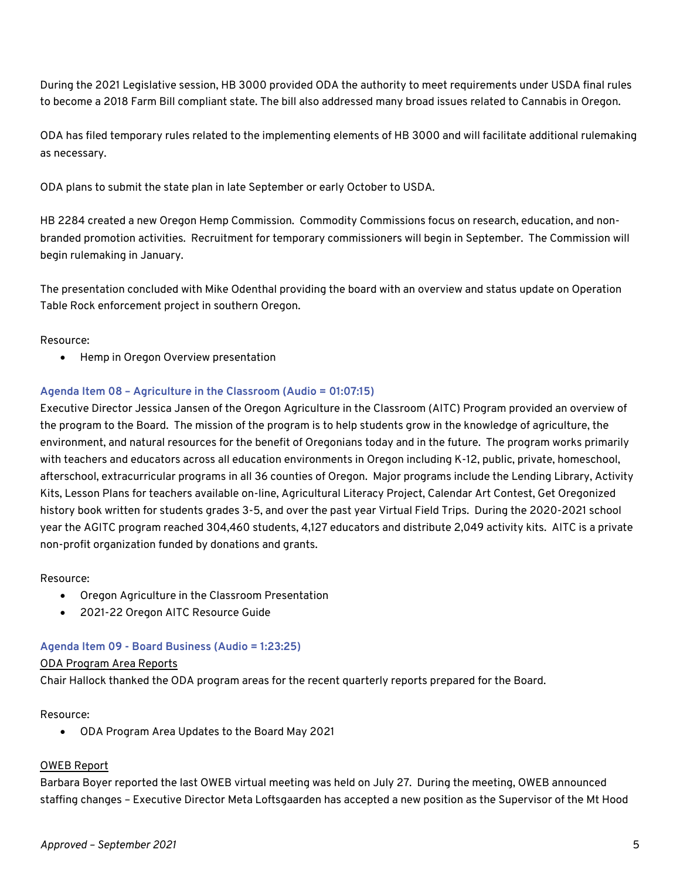During the 2021 Legislative session, HB 3000 provided ODA the authority to meet requirements under USDA final rules to become a 2018 Farm Bill compliant state. The bill also addressed many broad issues related to Cannabis in Oregon.

ODA has filed temporary rules related to the implementing elements of HB 3000 and will facilitate additional rulemaking as necessary.

ODA plans to submit the state plan in late September or early October to USDA.

HB 2284 created a new Oregon Hemp Commission. Commodity Commissions focus on research, education, and non-branded promotion activities. Recruitment for temporary commissioners will begin in September. The Commission will begin rulemaking in January.

The presentation concluded with Mike Odenthal providing the board with an overview and status update on Operation Table Rock enforcement project in southern Oregon.

Resource:

- Hemp in Oregon Overview presentation

### Agenda Item 08 – Agriculture in the Classroom (Audio = 01:07:15)

Executive Director Jessica Jansen of the Oregon Agriculture in the Classroom (AITC) Program provided an overview of the program to the Board. The mission of the program is to help students grow in the knowledge of agriculture, the environment, and natural resources for the benefit of Oregonians today and in the future. The program works primarily with teachers and educators across all education environments in Oregon including K-12, public, private, homeschool, afterschool, extracurricular programs in all 36 counties of Oregon. Major programs include the Lending Library, Activity Kits, Lesson Plans for teachers available on-line, Agricultural Literacy Project, Calendar Art Contest, Get Oregonized history book written for students grades 3-5, and over the past year Virtual Field Trips. During the 2020-2021 school year the AGITC program reached 304,460 students, 4,127 educators and distribute 2,049 activity kits. AITC is a private non-profit organization funded by donations and grants.

Resource:

- Oregon Agriculture in the Classroom Presentation
- 2021-22 Oregon AITC Resource Guide

### Agenda Item 09 - Board Business (Audio = 1:23:25)

<u>ODA Program Area Reports</u>

Chair Hallock thanked the ODA program areas for the recent quarterly reports prepared for the Board.

Resource:

- ODA Program Area Updates to the Board May 2021

<u>OWEB Report</u>

Barbara Boyer reported the last OWEB virtual meeting was held on July 27. During the meeting, OWEB announced staffing changes – Executive Director Meta Loftsgaarden has accepted a new position as the Supervisor of the Mt Hood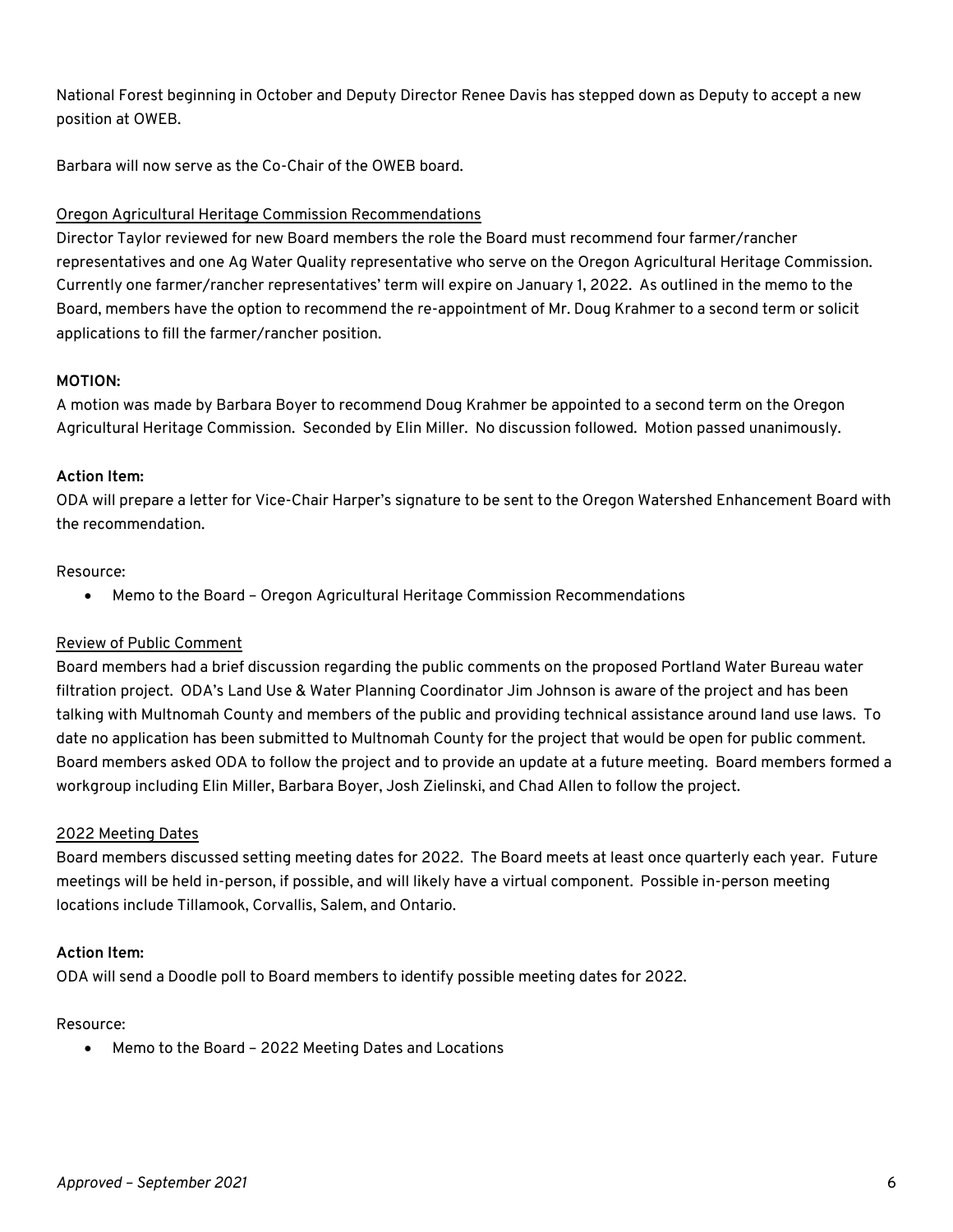National Forest beginning in October and Deputy Director Renee Davis has stepped down as Deputy to accept a new position at OWEB.

Barbara will now serve as the Co-Chair of the OWEB board.

Oregon Agricultural Heritage Commission Recommendations

Director Taylor reviewed for new Board members the role the Board must recommend four farmer/rancher representatives and one Ag Water Quality representative who serve on the Oregon Agricultural Heritage Commission. Currently one farmer/rancher representatives' term will expire on January 1, 2022. As outlined in the memo to the Board, members have the option to recommend the re-appointment of Mr. Doug Krahmer to a second term or solicit applications to fill the farmer/rancher position.

**MOTION:**

A motion was made by Barbara Boyer to recommend Doug Krahmer be appointed to a second term on the Oregon Agricultural Heritage Commission. Seconded by Elin Miller. No discussion followed. Motion passed unanimously.

**Action Item:**

ODA will prepare a letter for Vice-Chair Harper's signature to be sent to the Oregon Watershed Enhancement Board with the recommendation.

Resource:

- Memo to the Board – Oregon Agricultural Heritage Commission Recommendations

Review of Public Comment

Board members had a brief discussion regarding the public comments on the proposed Portland Water Bureau water filtration project. ODA's Land Use & Water Planning Coordinator Jim Johnson is aware of the project and has been talking with Multnomah County and members of the public and providing technical assistance around land use laws. To date no application has been submitted to Multnomah County for the project that would be open for public comment. Board members asked ODA to follow the project and to provide an update at a future meeting. Board members formed a workgroup including Elin Miller, Barbara Boyer, Josh Zielinski, and Chad Allen to follow the project.

2022 Meeting Dates

Board members discussed setting meeting dates for 2022. The Board meets at least once quarterly each year. Future meetings will be held in-person, if possible, and will likely have a virtual component. Possible in-person meeting locations include Tillamook, Corvallis, Salem, and Ontario.

**Action Item:**

ODA will send a Doodle poll to Board members to identify possible meeting dates for 2022.

Resource:

- Memo to the Board – 2022 Meeting Dates and Locations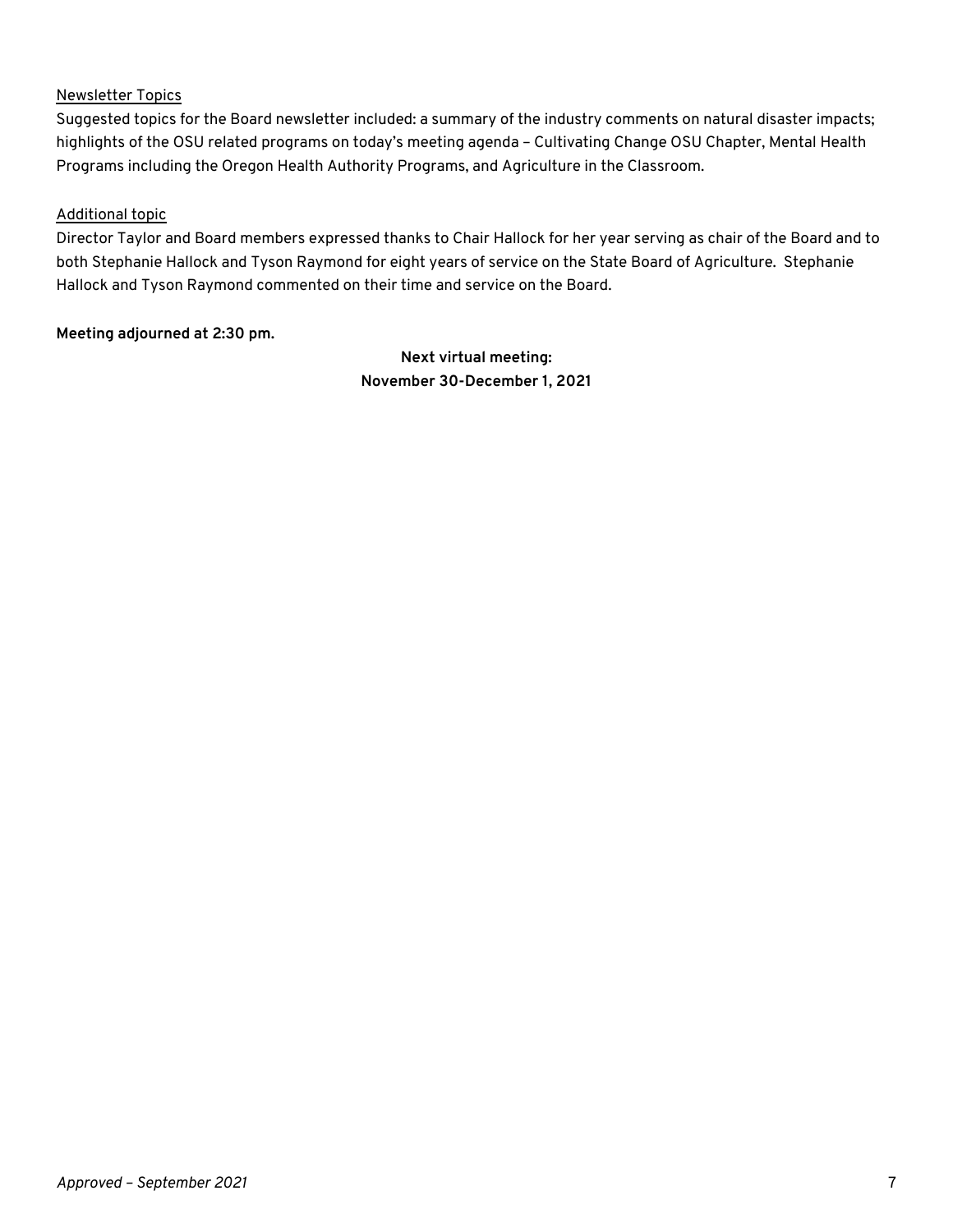Newsletter Topics

Suggested topics for the Board newsletter included: a summary of the industry comments on natural disaster impacts; highlights of the OSU related programs on today's meeting agenda – Cultivating Change OSU Chapter, Mental Health Programs including the Oregon Health Authority Programs, and Agriculture in the Classroom.

Additional topic

Director Taylor and Board members expressed thanks to Chair Hallock for her year serving as chair of the Board and to both Stephanie Hallock and Tyson Raymond for eight years of service on the State Board of Agriculture. Stephanie Hallock and Tyson Raymond commented on their time and service on the Board.

**Meeting adjourned at 2:30 pm.**

**Next virtual meeting:**
**November 30-December 1, 2021**

*Approved – September 2021*